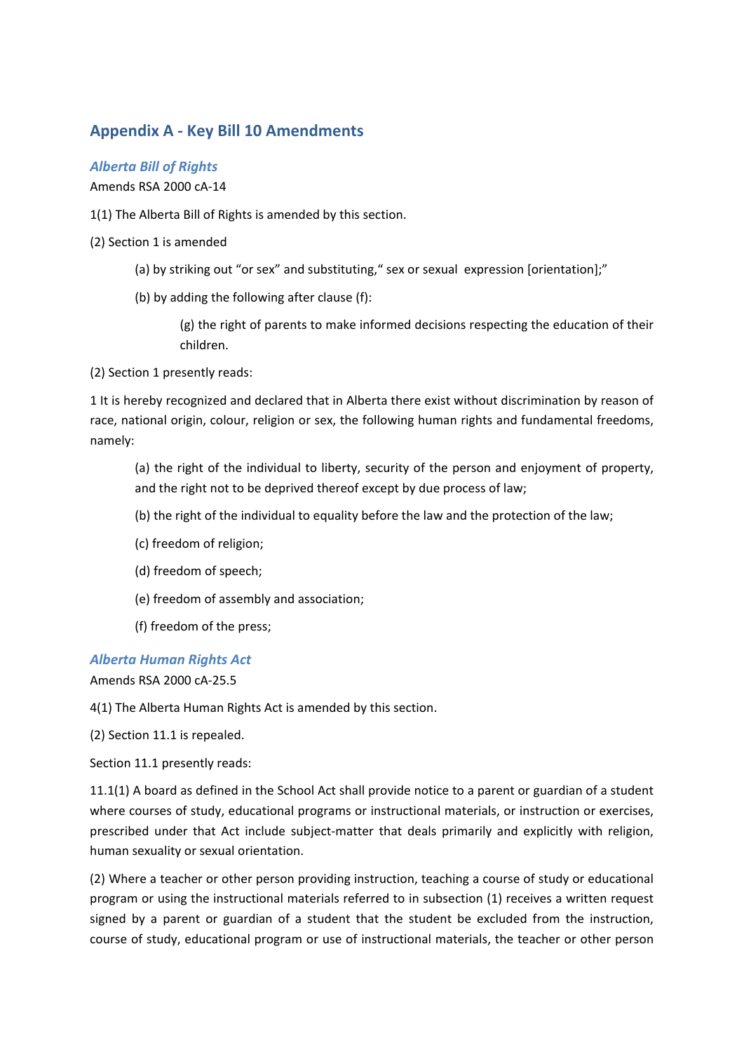## Appendix A - Key Bill 10 Amendments

### *Alberta Bill of Rights*

Amends RSA 2000 cA-14

1(1) The Alberta Bill of Rights is amended by this section.

(2) Section 1 is amended

> (a) by striking out "or sex" and substituting," sex or sexual expression [orientation];"
>
> (b) by adding the following after clause (f):
>
> > (g) the right of parents to make informed decisions respecting the education of their children.

(2) Section 1 presently reads:

1 It is hereby recognized and declared that in Alberta there exist without discrimination by reason of race, national origin, colour, religion or sex, the following human rights and fundamental freedoms, namely:

> (a) the right of the individual to liberty, security of the person and enjoyment of property, and the right not to be deprived thereof except by due process of law;
>
> (b) the right of the individual to equality before the law and the protection of the law;
>
> (c) freedom of religion;
>
> (d) freedom of speech;
>
> (e) freedom of assembly and association;
>
> (f) freedom of the press;

### *Alberta Human Rights Act*

Amends RSA 2000 cA-25.5

4(1) The Alberta Human Rights Act is amended by this section.

(2) Section 11.1 is repealed.

Section 11.1 presently reads:

11.1(1) A board as defined in the School Act shall provide notice to a parent or guardian of a student where courses of study, educational programs or instructional materials, or instruction or exercises, prescribed under that Act include subject-matter that deals primarily and explicitly with religion, human sexuality or sexual orientation.

(2) Where a teacher or other person providing instruction, teaching a course of study or educational program or using the instructional materials referred to in subsection (1) receives a written request signed by a parent or guardian of a student that the student be excluded from the instruction, course of study, educational program or use of instructional materials, the teacher or other person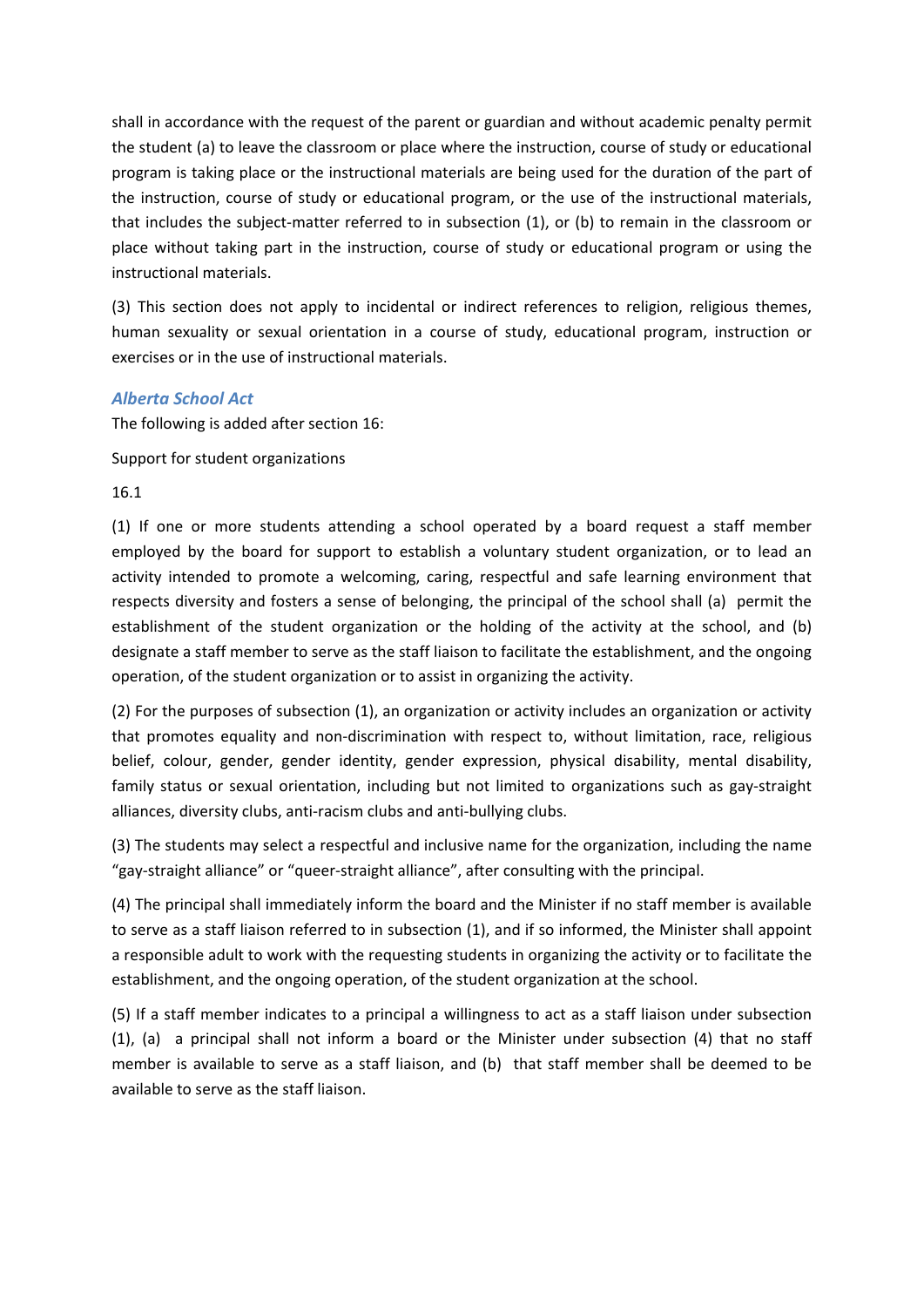shall in accordance with the request of the parent or guardian and without academic penalty permit the student (a) to leave the classroom or place where the instruction, course of study or educational program is taking place or the instructional materials are being used for the duration of the part of the instruction, course of study or educational program, or the use of the instructional materials, that includes the subject-matter referred to in subsection (1), or (b) to remain in the classroom or place without taking part in the instruction, course of study or educational program or using the instructional materials.

(3) This section does not apply to incidental or indirect references to religion, religious themes, human sexuality or sexual orientation in a course of study, educational program, instruction or exercises or in the use of instructional materials.

### *Alberta School Act*

The following is added after section 16:

Support for student organizations

16.1

(1) If one or more students attending a school operated by a board request a staff member employed by the board for support to establish a voluntary student organization, or to lead an activity intended to promote a welcoming, caring, respectful and safe learning environment that respects diversity and fosters a sense of belonging, the principal of the school shall (a) permit the establishment of the student organization or the holding of the activity at the school, and (b) designate a staff member to serve as the staff liaison to facilitate the establishment, and the ongoing operation, of the student organization or to assist in organizing the activity.

(2) For the purposes of subsection (1), an organization or activity includes an organization or activity that promotes equality and non-discrimination with respect to, without limitation, race, religious belief, colour, gender, gender identity, gender expression, physical disability, mental disability, family status or sexual orientation, including but not limited to organizations such as gay-straight alliances, diversity clubs, anti-racism clubs and anti-bullying clubs.

(3) The students may select a respectful and inclusive name for the organization, including the name "gay-straight alliance" or "queer-straight alliance", after consulting with the principal.

(4) The principal shall immediately inform the board and the Minister if no staff member is available to serve as a staff liaison referred to in subsection (1), and if so informed, the Minister shall appoint a responsible adult to work with the requesting students in organizing the activity or to facilitate the establishment, and the ongoing operation, of the student organization at the school.

(5) If a staff member indicates to a principal a willingness to act as a staff liaison under subsection (1), (a) a principal shall not inform a board or the Minister under subsection (4) that no staff member is available to serve as a staff liaison, and (b) that staff member shall be deemed to be available to serve as the staff liaison.